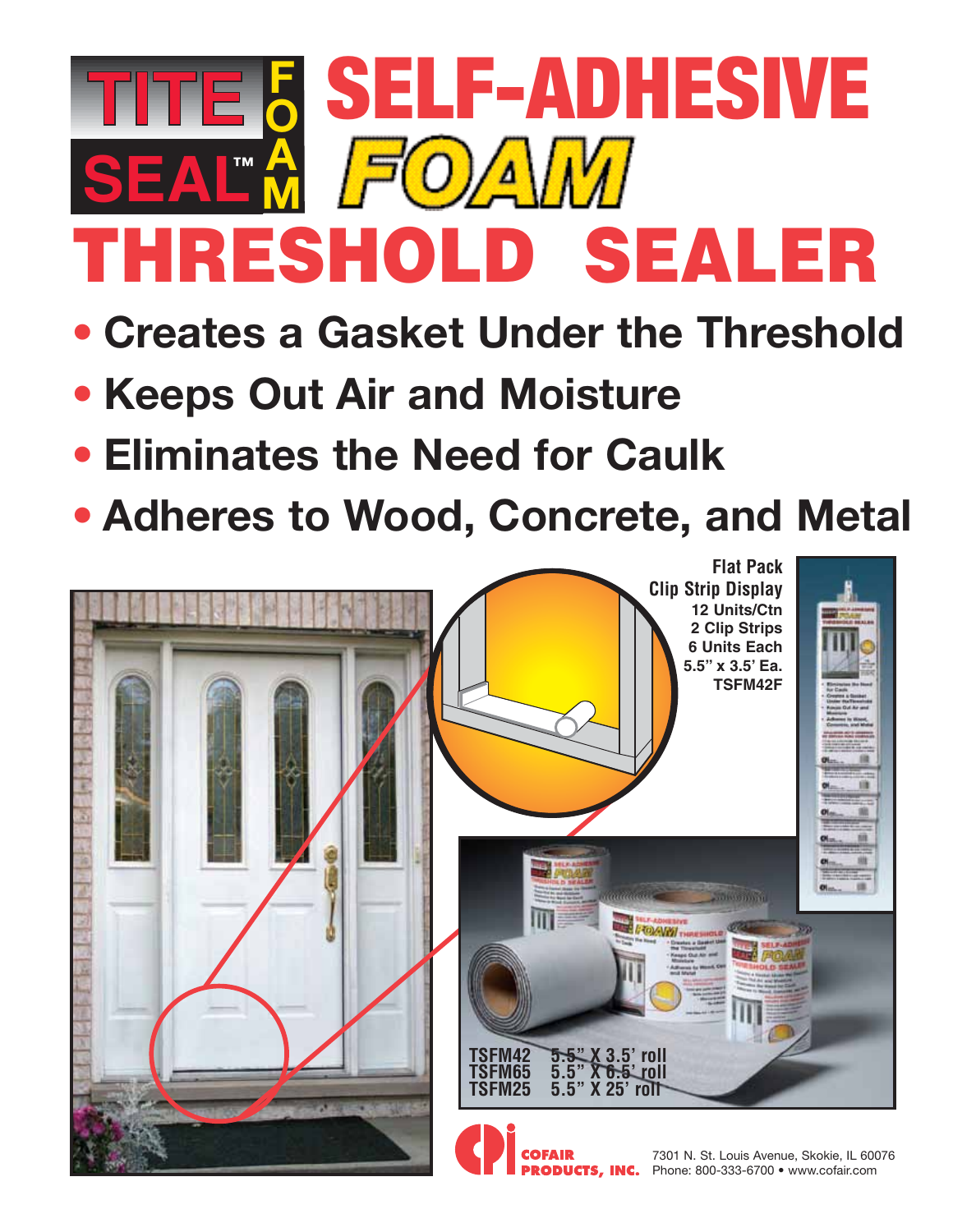# TITE SEAL™ FOAM SELF-ADHESIVE FOAM

# THRESHOLD SEALER

- **Creates a Gasket Under the Threshold**
- **Keeps Out Air and Moisture**
- **Eliminates the Need for Caulk**
- **Adheres to Wood, Concrete, and Metal**

**Flat Pack**
**Clip Strip Display**
**12 Units/Ctn**
**2 Clip Strips**
**6 Units Each**
**5.5" x 3.5' Ea.**
**TSFM42F**

| | |
|---|---|
| **TSFM42** | **5.5" X 3.5' roll** |
| **TSFM65** | **5.5" X 6.5' roll** |
| **TSFM25** | **5.5" X 25' roll** |

**COFAIR PRODUCTS, INC.**

7301 N. St. Louis Avenue, Skokie, IL 60076
Phone: 800-333-6700 • www.cofair.com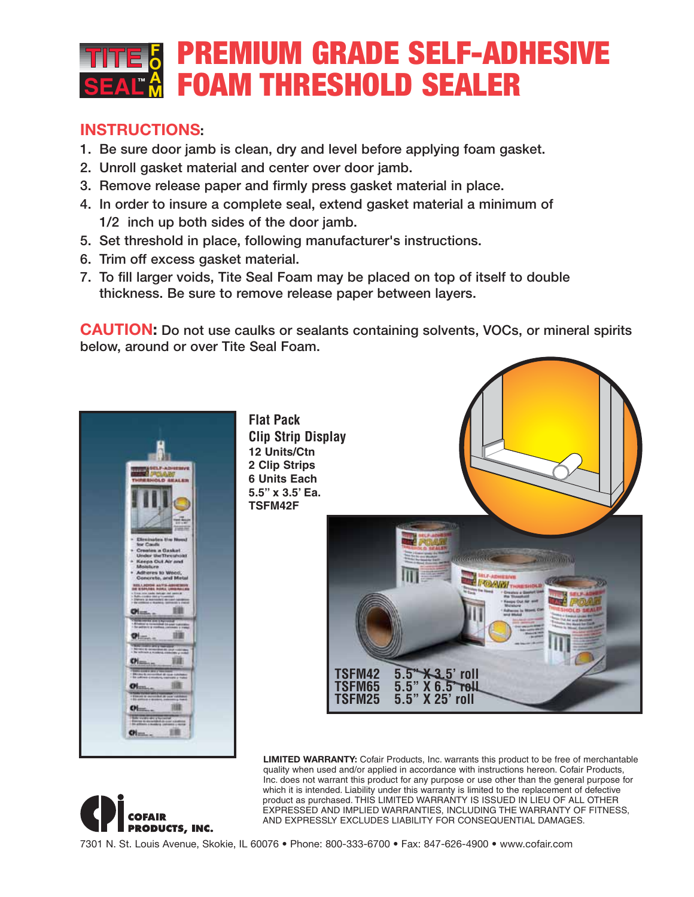# TITE SEAL™ FOAM PREMIUM GRADE SELF-ADHESIVE FOAM THRESHOLD SEALER

## INSTRUCTIONS:

1. Be sure door jamb is clean, dry and level before applying foam gasket.
2. Unroll gasket material and center over door jamb.
3. Remove release paper and firmly press gasket material in place.
4. In order to insure a complete seal, extend gasket material a minimum of 1/2 inch up both sides of the door jamb.
5. Set threshold in place, following manufacturer's instructions.
6. Trim off excess gasket material.
7. To fill larger voids, Tite Seal Foam may be placed on top of itself to double thickness. Be sure to remove release paper between layers.

**CAUTION:** Do not use caulks or sealants containing solvents, VOCs, or mineral spirits below, around or over Tite Seal Foam.

**Flat Pack**
**Clip Strip Display**
**12 Units/Ctn**
**2 Clip Strips**
**6 Units Each**
**5.5" x 3.5' Ea.**
**TSFM42F**

TSFM42 5.5" X 3.5' roll
TSFM65 5.5" X 6.5' roll
TSFM25 5.5" X 25' roll

**LIMITED WARRANTY:** Cofair Products, Inc. warrants this product to be free of merchantable quality when used and/or applied in accordance with instructions hereon. Cofair Products, Inc. does not warrant this product for any purpose or use other than the general purpose for which it is intended. Liability under this warranty is limited to the replacement of defective product as purchased. THIS LIMITED WARRANTY IS ISSUED IN LIEU OF ALL OTHER EXPRESSED AND IMPLIED WARRANTIES, INCLUDING THE WARRANTY OF FITNESS, AND EXPRESSLY EXCLUDES LIABILITY FOR CONSEQUENTIAL DAMAGES.

COFAIR PRODUCTS, INC.

7301 N. St. Louis Avenue, Skokie, IL 60076 • Phone: 800-333-6700 • Fax: 847-626-4900 • www.cofair.com